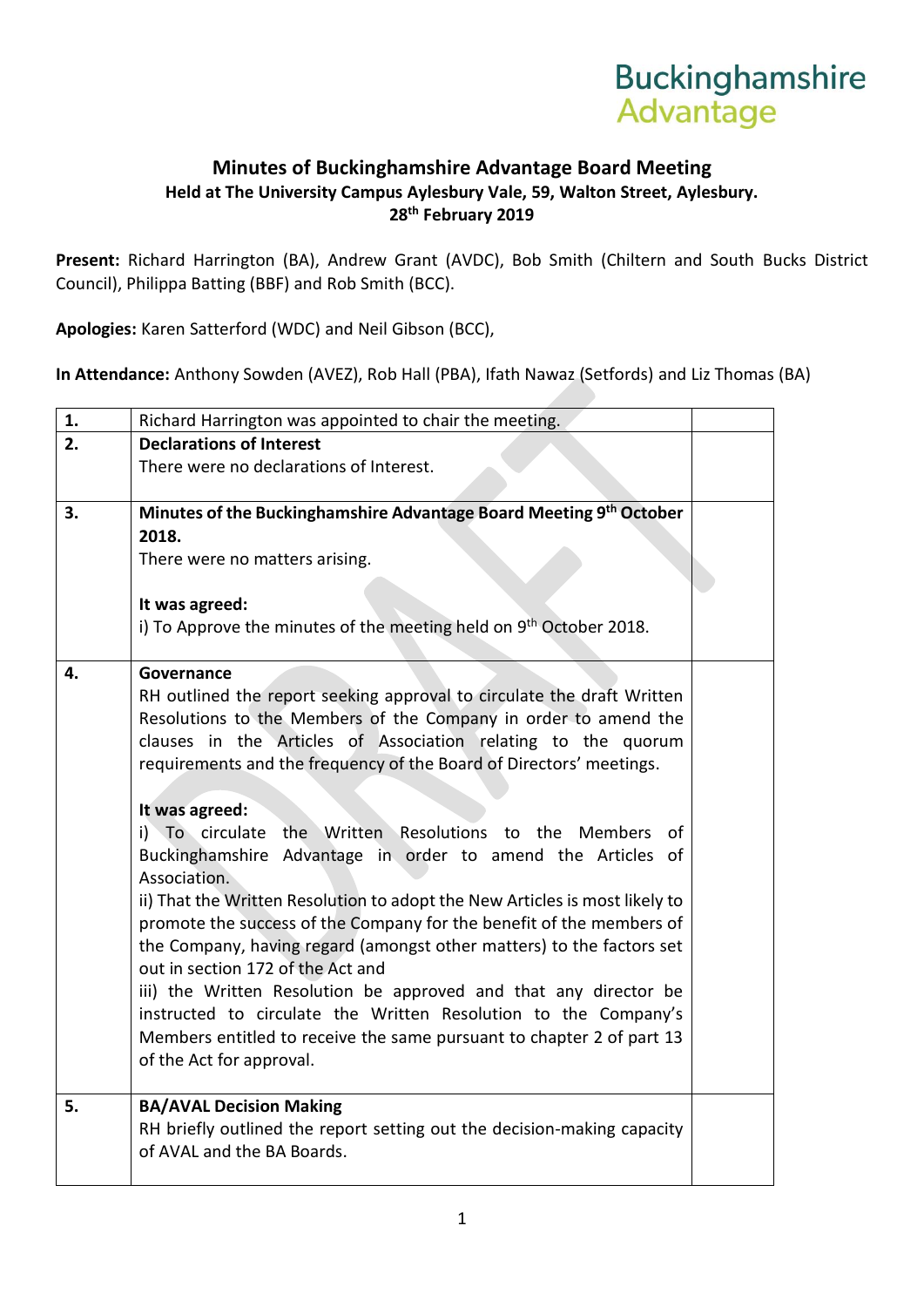Buckinghamshire Advantage

# Minutes of Buckinghamshire Advantage Board Meeting

**Held at The University Campus Aylesbury Vale, 59, Walton Street, Aylesbury.**
**28th February 2019**

**Present:** Richard Harrington (BA), Andrew Grant (AVDC), Bob Smith (Chiltern and South Bucks District Council), Philippa Batting (BBF) and Rob Smith (BCC).

**Apologies:** Karen Satterford (WDC) and Neil Gibson (BCC),

**In Attendance:** Anthony Sowden (AVEZ), Rob Hall (PBA), Ifath Nawaz (Setfords) and Liz Thomas (BA)

| | | |
|---|---|---|
| 1. | Richard Harrington was appointed to chair the meeting. | |
| 2. | **Declarations of Interest**<br>There were no declarations of Interest. | |
| 3. | **Minutes of the Buckinghamshire Advantage Board Meeting 9th October 2018.**<br>There were no matters arising.<br><br>**It was agreed:**<br>i) To Approve the minutes of the meeting held on 9th October 2018. | |
| 4. | **Governance**<br>RH outlined the report seeking approval to circulate the draft Written Resolutions to the Members of the Company in order to amend the clauses in the Articles of Association relating to the quorum requirements and the frequency of the Board of Directors' meetings.<br><br>**It was agreed:**<br>i) To circulate the Written Resolutions to the Members of Buckinghamshire Advantage in order to amend the Articles of Association.<br>ii) That the Written Resolution to adopt the New Articles is most likely to promote the success of the Company for the benefit of the members of the Company, having regard (amongst other matters) to the factors set out in section 172 of the Act and<br>iii) the Written Resolution be approved and that any director be instructed to circulate the Written Resolution to the Company's Members entitled to receive the same pursuant to chapter 2 of part 13 of the Act for approval. | |
| 5. | **BA/AVAL Decision Making**<br>RH briefly outlined the report setting out the decision-making capacity of AVAL and the BA Boards. | |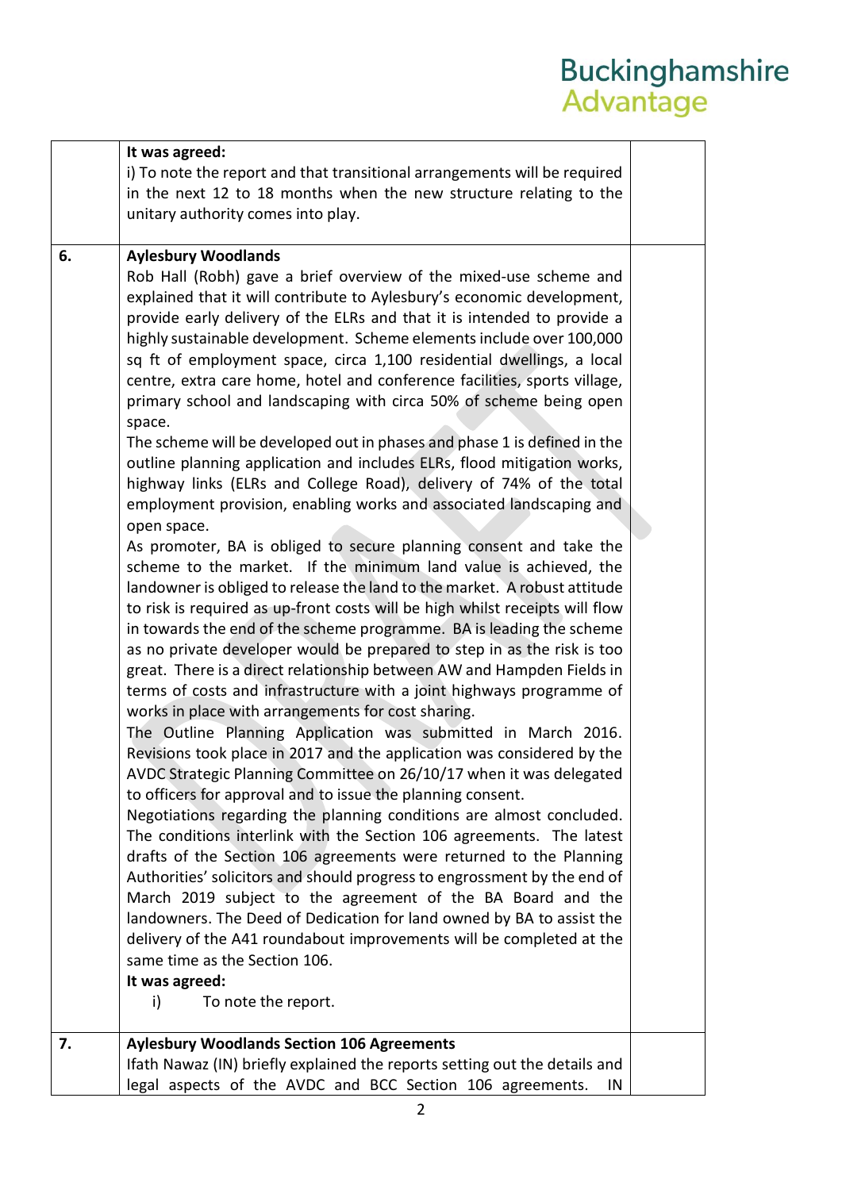| | | |
|---|---|---|
| | **It was agreed:**<br>i) To note the report and that transitional arrangements will be required in the next 12 to 18 months when the new structure relating to the unitary authority comes into play. | |
| **6.** | **Aylesbury Woodlands**<br>Rob Hall (Robh) gave a brief overview of the mixed-use scheme and explained that it will contribute to Aylesbury's economic development, provide early delivery of the ELRs and that it is intended to provide a highly sustainable development. Scheme elements include over 100,000 sq ft of employment space, circa 1,100 residential dwellings, a local centre, extra care home, hotel and conference facilities, sports village, primary school and landscaping with circa 50% of scheme being open space.<br>The scheme will be developed out in phases and phase 1 is defined in the outline planning application and includes ELRs, flood mitigation works, highway links (ELRs and College Road), delivery of 74% of the total employment provision, enabling works and associated landscaping and open space.<br>As promoter, BA is obliged to secure planning consent and take the scheme to the market. If the minimum land value is achieved, the landowner is obliged to release the land to the market. A robust attitude to risk is required as up-front costs will be high whilst receipts will flow in towards the end of the scheme programme. BA is leading the scheme as no private developer would be prepared to step in as the risk is too great. There is a direct relationship between AW and Hampden Fields in terms of costs and infrastructure with a joint highways programme of works in place with arrangements for cost sharing.<br>The Outline Planning Application was submitted in March 2016. Revisions took place in 2017 and the application was considered by the AVDC Strategic Planning Committee on 26/10/17 when it was delegated to officers for approval and to issue the planning consent.<br>Negotiations regarding the planning conditions are almost concluded. The conditions interlink with the Section 106 agreements. The latest drafts of the Section 106 agreements were returned to the Planning Authorities' solicitors and should progress to engrossment by the end of March 2019 subject to the agreement of the BA Board and the landowners. The Deed of Dedication for land owned by BA to assist the delivery of the A41 roundabout improvements will be completed at the same time as the Section 106.<br>**It was agreed:**<br>i) To note the report. | |
| **7.** | **Aylesbury Woodlands Section 106 Agreements**<br>Ifath Nawaz (IN) briefly explained the reports setting out the details and legal aspects of the AVDC and BCC Section 106 agreements. IN | |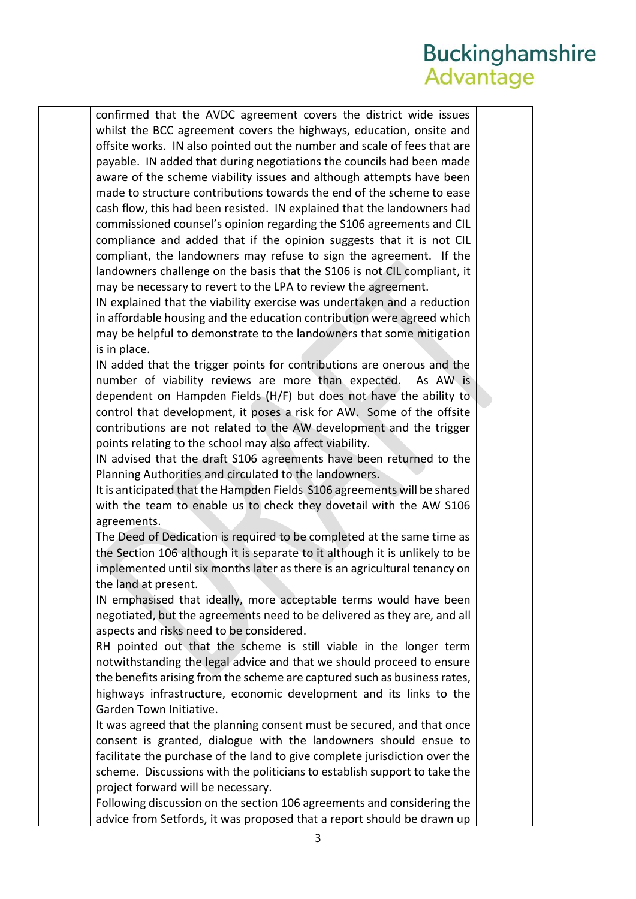| | | |
|---|---|---|
| | confirmed that the AVDC agreement covers the district wide issues whilst the BCC agreement covers the highways, education, onsite and offsite works. IN also pointed out the number and scale of fees that are payable. IN added that during negotiations the councils had been made aware of the scheme viability issues and although attempts have been made to structure contributions towards the end of the scheme to ease cash flow, this had been resisted. IN explained that the landowners had commissioned counsel's opinion regarding the S106 agreements and CIL compliance and added that if the opinion suggests that it is not CIL compliant, the landowners may refuse to sign the agreement. If the landowners challenge on the basis that the S106 is not CIL compliant, it may be necessary to revert to the LPA to review the agreement.<br>IN explained that the viability exercise was undertaken and a reduction in affordable housing and the education contribution were agreed which may be helpful to demonstrate to the landowners that some mitigation is in place.<br>IN added that the trigger points for contributions are onerous and the number of viability reviews are more than expected. As AW is dependent on Hampden Fields (H/F) but does not have the ability to control that development, it poses a risk for AW. Some of the offsite contributions are not related to the AW development and the trigger points relating to the school may also affect viability.<br>IN advised that the draft S106 agreements have been returned to the Planning Authorities and circulated to the landowners.<br>It is anticipated that the Hampden Fields S106 agreements will be shared with the team to enable us to check they dovetail with the AW S106 agreements.<br>The Deed of Dedication is required to be completed at the same time as the Section 106 although it is separate to it although it is unlikely to be implemented until six months later as there is an agricultural tenancy on the land at present.<br>IN emphasised that ideally, more acceptable terms would have been negotiated, but the agreements need to be delivered as they are, and all aspects and risks need to be considered.<br>RH pointed out that the scheme is still viable in the longer term notwithstanding the legal advice and that we should proceed to ensure the benefits arising from the scheme are captured such as business rates, highways infrastructure, economic development and its links to the Garden Town Initiative.<br>It was agreed that the planning consent must be secured, and that once consent is granted, dialogue with the landowners should ensue to facilitate the purchase of the land to give complete jurisdiction over the scheme. Discussions with the politicians to establish support to take the project forward will be necessary.<br>Following discussion on the section 106 agreements and considering the advice from Setfords, it was proposed that a report should be drawn up | |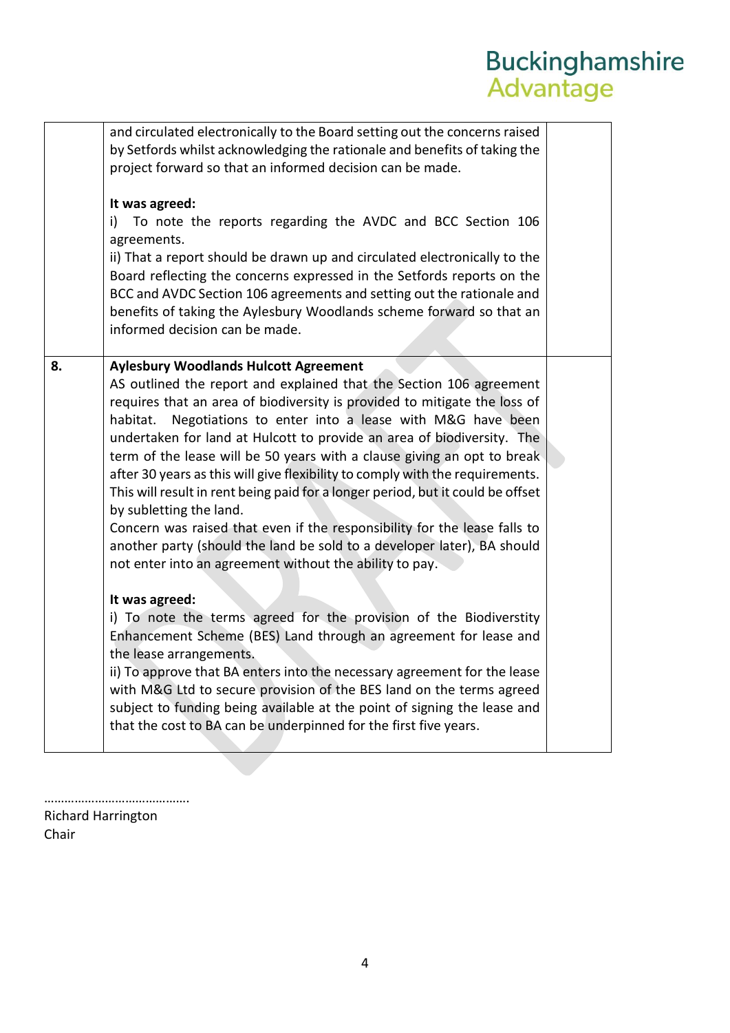| | | |
|---|---|---|
| | and circulated electronically to the Board setting out the concerns raised by Setfords whilst acknowledging the rationale and benefits of taking the project forward so that an informed decision can be made.<br><br>**It was agreed:**<br>i) To note the reports regarding the AVDC and BCC Section 106 agreements.<br>ii) That a report should be drawn up and circulated electronically to the Board reflecting the concerns expressed in the Setfords reports on the BCC and AVDC Section 106 agreements and setting out the rationale and benefits of taking the Aylesbury Woodlands scheme forward so that an informed decision can be made. | |
| **8.** | **Aylesbury Woodlands Hulcott Agreement**<br>AS outlined the report and explained that the Section 106 agreement requires that an area of biodiversity is provided to mitigate the loss of habitat. Negotiations to enter into a lease with M&G have been undertaken for land at Hulcott to provide an area of biodiversity. The term of the lease will be 50 years with a clause giving an opt to break after 30 years as this will give flexibility to comply with the requirements. This will result in rent being paid for a longer period, but it could be offset by subletting the land.<br>Concern was raised that even if the responsibility for the lease falls to another party (should the land be sold to a developer later), BA should not enter into an agreement without the ability to pay.<br><br>**It was agreed:**<br>i) To note the terms agreed for the provision of the Biodiverstity Enhancement Scheme (BES) Land through an agreement for lease and the lease arrangements.<br>ii) To approve that BA enters into the necessary agreement for the lease with M&G Ltd to secure provision of the BES land on the terms agreed subject to funding being available at the point of signing the lease and that the cost to BA can be underpinned for the first five years. | |

…………………………………….
Richard Harrington
Chair